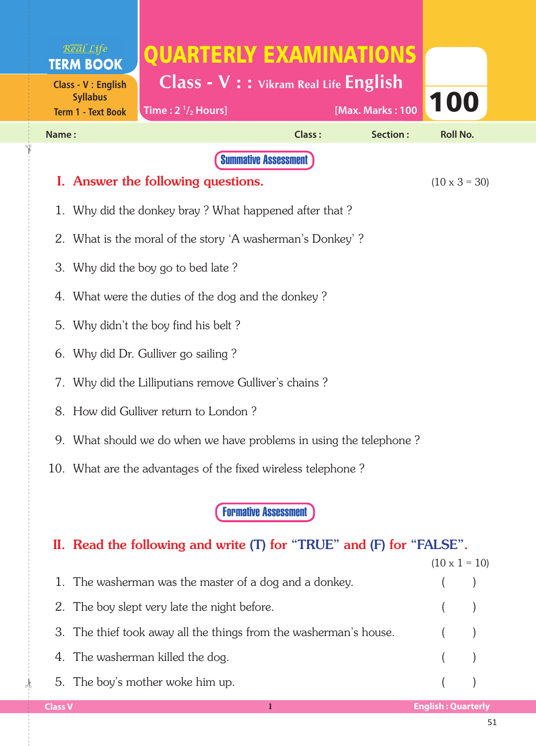Real Life
**TERM BOOK**

Class - V : English Syllabus
Term 1 - Text Book

# QUARTERLY EXAMINATIONS

## Class - V : : Vikram Real Life English

Time : 2 $^{1}/_{2}$ Hours] [Max. Marks : 100

**100**

Name : Class : Section : Roll No.

**Summative Assessment**

## I. Answer the following questions. (10 x 3 = 30)

1. Why did the donkey bray ? What happened after that ?
2. What is the moral of the story 'A washerman's Donkey' ?
3. Why did the boy go to bed late ?
4. What were the duties of the dog and the donkey ?
5. Why didn't the boy find his belt ?
6. Why did Dr. Gulliver go sailing ?
7. Why did the Lilliputians remove Gulliver's chains ?
8. How did Gulliver return to London ?
9. What should we do when we have problems in using the telephone ?
10. What are the advantages of the fixed wireless telephone ?

**Formative Assessment**

## II. Read the following and write (T) for "TRUE" and (F) for "FALSE".

(10 x 1 = 10)

1. The washerman was the master of a dog and a donkey. (  )
2. The boy slept very late the night before. (  )
3. The thief took away all the things from the washerman's house. (  )
4. The washerman killed the dog. (  )
5. The boy's mother woke him up. (  )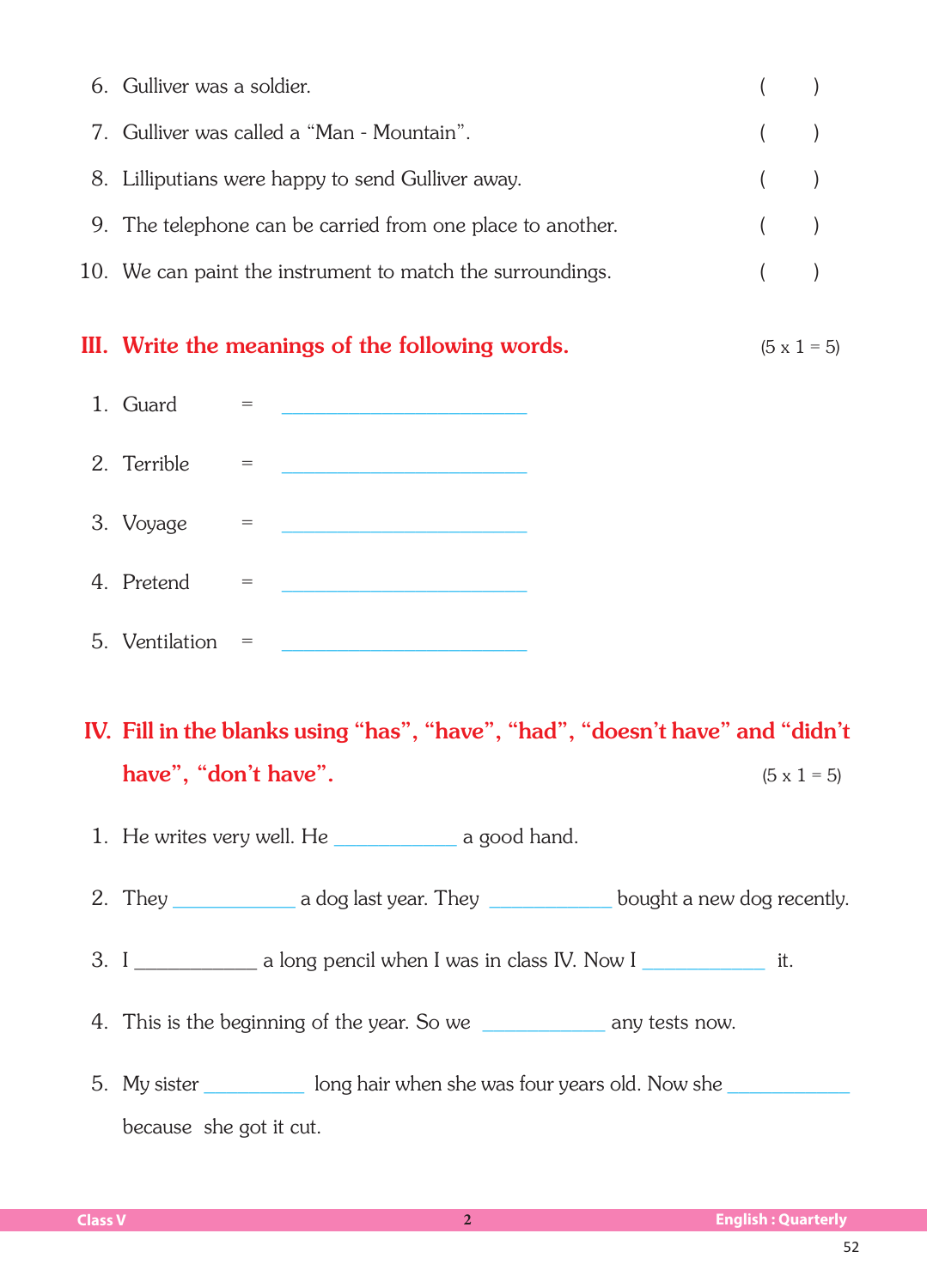6. Gulliver was a soldier. ( )

7. Gulliver was called a "Man - Mountain". ( )

8. Lilliputians were happy to send Gulliver away. ( )

9. The telephone can be carried from one place to another. ( )

10. We can paint the instrument to match the surroundings. ( )

## III. Write the meanings of the following words. (5 x 1 = 5)

1. Guard = ______________________
2. Terrible = ______________________
3. Voyage = ______________________
4. Pretend = ______________________
5. Ventilation = ______________________

## IV. Fill in the blanks using "has", "have", "had", "doesn't have" and "didn't have", "don't have". (5 x 1 = 5)

1. He writes very well. He __________ a good hand.
2. They __________ a dog last year. They __________ bought a new dog recently.
3. I __________ a long pencil when I was in class IV. Now I __________ it.
4. This is the beginning of the year. So we __________ any tests now.
5. My sister __________ long hair when she was four years old. Now she __________ because she got it cut.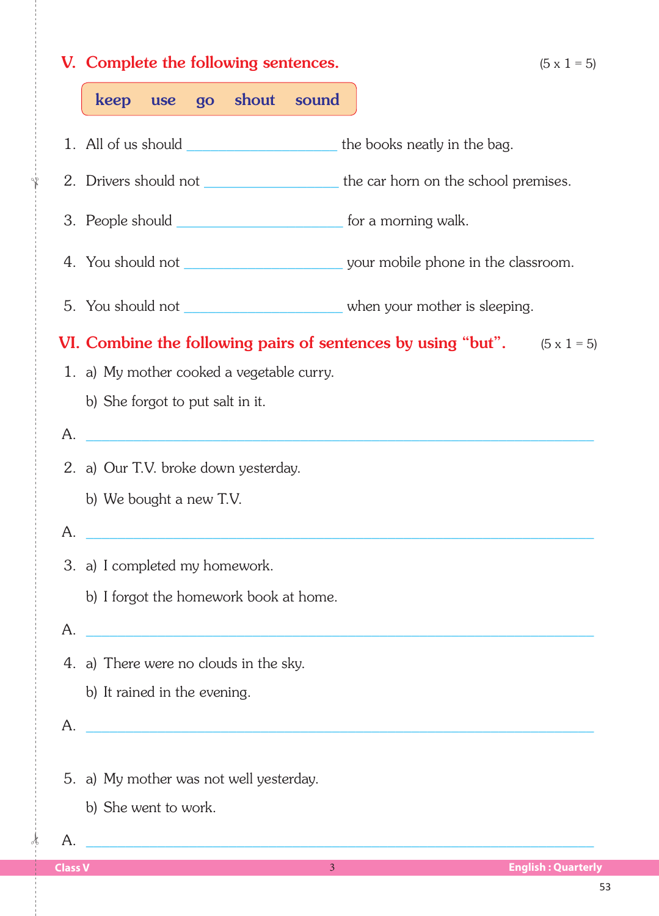## V. Complete the following sentences. (5 x 1 = 5)

**keep use go shout sound**

1. All of us should ____________________ the books neatly in the bag.
2. Drivers should not ____________________ the car horn on the school premises.
3. People should ____________________ for a morning walk.
4. You should not ____________________ your mobile phone in the classroom.
5. You should not ____________________ when your mother is sleeping.

## VI. Combine the following pairs of sentences by using "but". (5 x 1 = 5)

1. a) My mother cooked a vegetable curry.

   b) She forgot to put salt in it.

A. ________________________________________________

2. a) Our T.V. broke down yesterday.

   b) We bought a new T.V.

A. ________________________________________________

3. a) I completed my homework.

   b) I forgot the homework book at home.

A. ________________________________________________

4. a) There were no clouds in the sky.

   b) It rained in the evening.

A. ________________________________________________

5. a) My mother was not well yesterday.

   b) She went to work.

A. ________________________________________________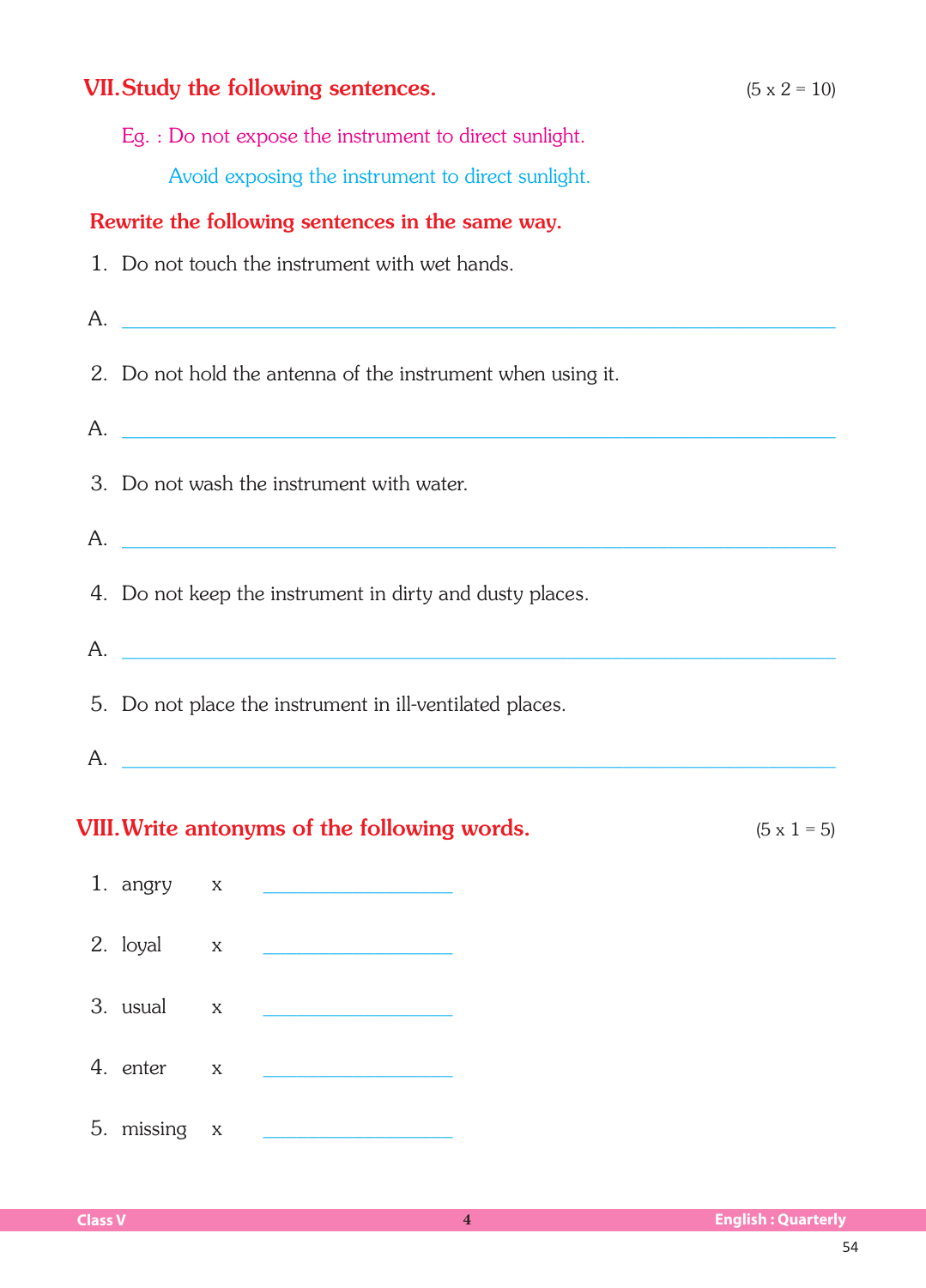## VII. Study the following sentences. (5 x 2 = 10)

Eg. : Do not expose the instrument to direct sunlight.

Avoid exposing the instrument to direct sunlight.

**Rewrite the following sentences in the same way.**

1. Do not touch the instrument with wet hands.

A. ____________________________________________

2. Do not hold the antenna of the instrument when using it.

A. ____________________________________________

3. Do not wash the instrument with water.

A. ____________________________________________

4. Do not keep the instrument in dirty and dusty places.

A. ____________________________________________

5. Do not place the instrument in ill-ventilated places.

A. ____________________________________________

## VIII. Write antonyms of the following words. (5 x 1 = 5)

1. angry x ________________
2. loyal x ________________
3. usual x ________________
4. enter x ________________
5. missing x ________________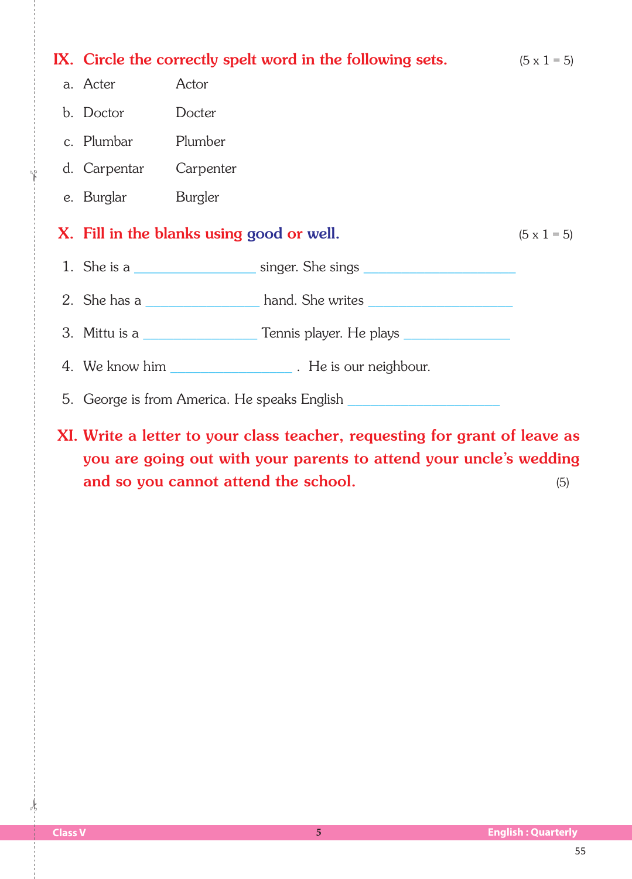## IX. Circle the correctly spelt word in the following sets. (5 x 1 = 5)

| | | |
|---|---|---|
| a. | Acter | Actor |
| b. | Doctor | Docter |
| c. | Plumbar | Plumber |
| d. | Carpentar | Carpenter |
| e. | Burglar | Burgler |

## X. Fill in the blanks using good or well. (5 x 1 = 5)

1. She is a ________________ singer. She sings ____________________
2. She has a _______________ hand. She writes ___________________
3. Mittu is a _______________ Tennis player. He plays ______________
4. We know him ________________ . He is our neighbour.
5. George is from America. He speaks English ____________________

## XI. Write a letter to your class teacher, requesting for grant of leave as you are going out with your parents to attend your uncle's wedding and so you cannot attend the school. (5)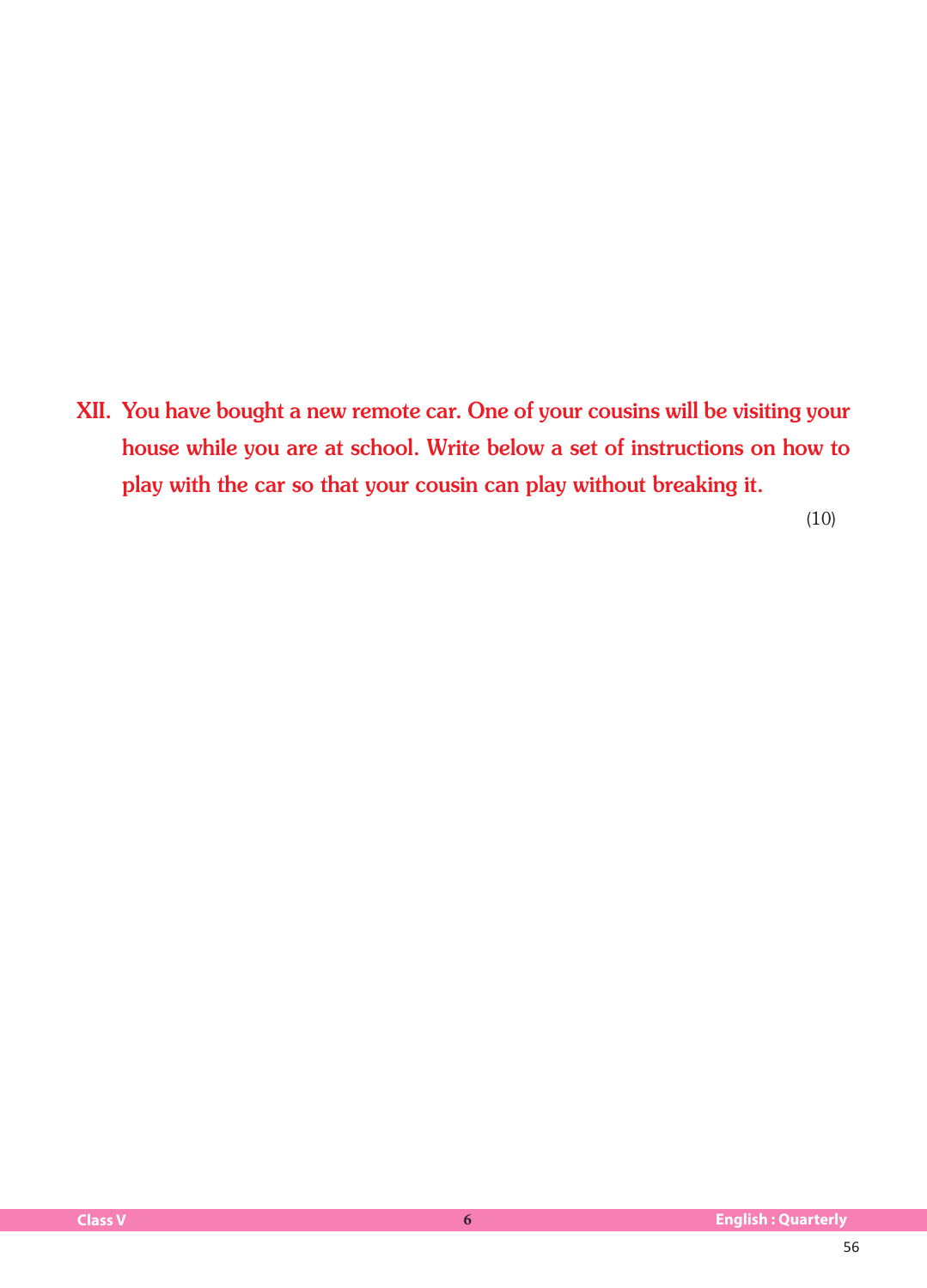**XII. You have bought a new remote car. One of your cousins will be visiting your house while you are at school. Write below a set of instructions on how to play with the car so that your cousin can play without breaking it.**

(10)